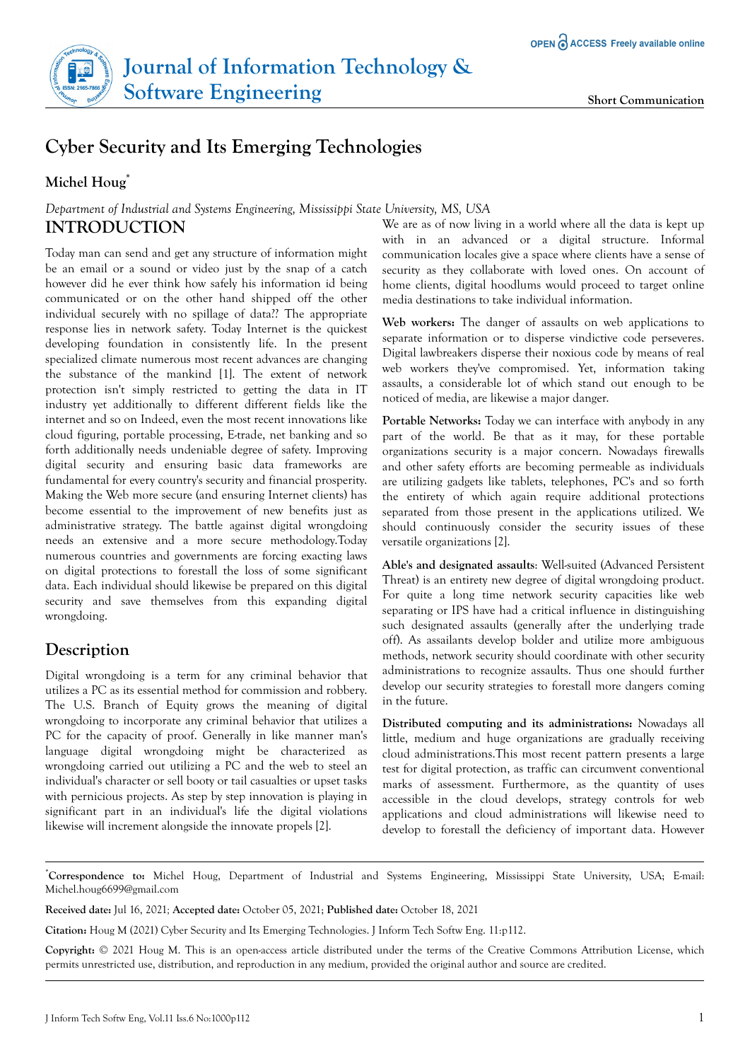# Journal of Information Technology & Software Engineering

OPEN ACCESS Freely available online

Short Communication

# Cyber Security and Its Emerging Technologies

**Michel Houg***

*Department of Industrial and Systems Engineering, Mississippi State University, MS, USA*

## INTRODUCTION

Today man can send and get any structure of information might be an email or a sound or video just by the snap of a catch however did he ever think how safely his information id being communicated or on the other hand shipped off the other individual securely with no spillage of data?? The appropriate response lies in network safety. Today Internet is the quickest developing foundation in consistently life. In the present specialized climate numerous most recent advances are changing the substance of the mankind [1]. The extent of network protection isn't simply restricted to getting the data in IT industry yet additionally to different different fields like the internet and so on Indeed, even the most recent innovations like cloud figuring, portable processing, E-trade, net banking and so forth additionally needs undeniable degree of safety. Improving digital security and ensuring basic data frameworks are fundamental for every country's security and financial prosperity. Making the Web more secure (and ensuring Internet clients) has become essential to the improvement of new benefits just as administrative strategy. The battle against digital wrongdoing needs an extensive and a more secure methodology.Today numerous countries and governments are forcing exacting laws on digital protections to forestall the loss of some significant data. Each individual should likewise be prepared on this digital security and save themselves from this expanding digital wrongdoing.

## Description

Digital wrongdoing is a term for any criminal behavior that utilizes a PC as its essential method for commission and robbery. The U.S. Branch of Equity grows the meaning of digital wrongdoing to incorporate any criminal behavior that utilizes a PC for the capacity of proof. Generally in like manner man's language digital wrongdoing might be characterized as wrongdoing carried out utilizing a PC and the web to steel an individual's character or sell booty or tail casualties or upset tasks with pernicious projects. As step by step innovation is playing in significant part in an individual's life the digital violations likewise will increment alongside the innovate propels [2].

We are as of now living in a world where all the data is kept up with in an advanced or a digital structure. Informal communication locales give a space where clients have a sense of security as they collaborate with loved ones. On account of home clients, digital hoodlums would proceed to target online media destinations to take individual information.

**Web workers:** The danger of assaults on web applications to separate information or to disperse vindictive code perseveres. Digital lawbreakers disperse their noxious code by means of real web workers they've compromised. Yet, information taking assaults, a considerable lot of which stand out enough to be noticed of media, are likewise a major danger.

**Portable Networks:** Today we can interface with anybody in any part of the world. Be that as it may, for these portable organizations security is a major concern. Nowadays firewalls and other safety efforts are becoming permeable as individuals are utilizing gadgets like tablets, telephones, PC's and so forth the entirety of which again require additional protections separated from those present in the applications utilized. We should continuously consider the security issues of these versatile organizations [2].

**Able's and designated assaults**: Well-suited (Advanced Persistent Threat) is an entirety new degree of digital wrongdoing product. For quite a long time network security capacities like web separating or IPS have had a critical influence in distinguishing such designated assaults (generally after the underlying trade off). As assailants develop bolder and utilize more ambiguous methods, network security should coordinate with other security administrations to recognize assaults. Thus one should further develop our security strategies to forestall more dangers coming in the future.

**Distributed computing and its administrations:** Nowadays all little, medium and huge organizations are gradually receiving cloud administrations.This most recent pattern presents a large test for digital protection, as traffic can circumvent conventional marks of assessment. Furthermore, as the quantity of uses accessible in the cloud develops, strategy controls for web applications and cloud administrations will likewise need to develop to forestall the deficiency of important data. However

---

***Correspondence to:** Michel Houg, Department of Industrial and Systems Engineering, Mississippi State University, USA; E-mail: Michel.houg6699@gmail.com

**Received date:** Jul 16, 2021; **Accepted date:** October 05, 2021; **Published date:** October 18, 2021

**Citation:** Houg M (2021) Cyber Security and Its Emerging Technologies. J Inform Tech Softw Eng. 11:p112.

**Copyright:** © 2021 Houg M. This is an open-access article distributed under the terms of the Creative Commons Attribution License, which permits unrestricted use, distribution, and reproduction in any medium, provided the original author and source are credited.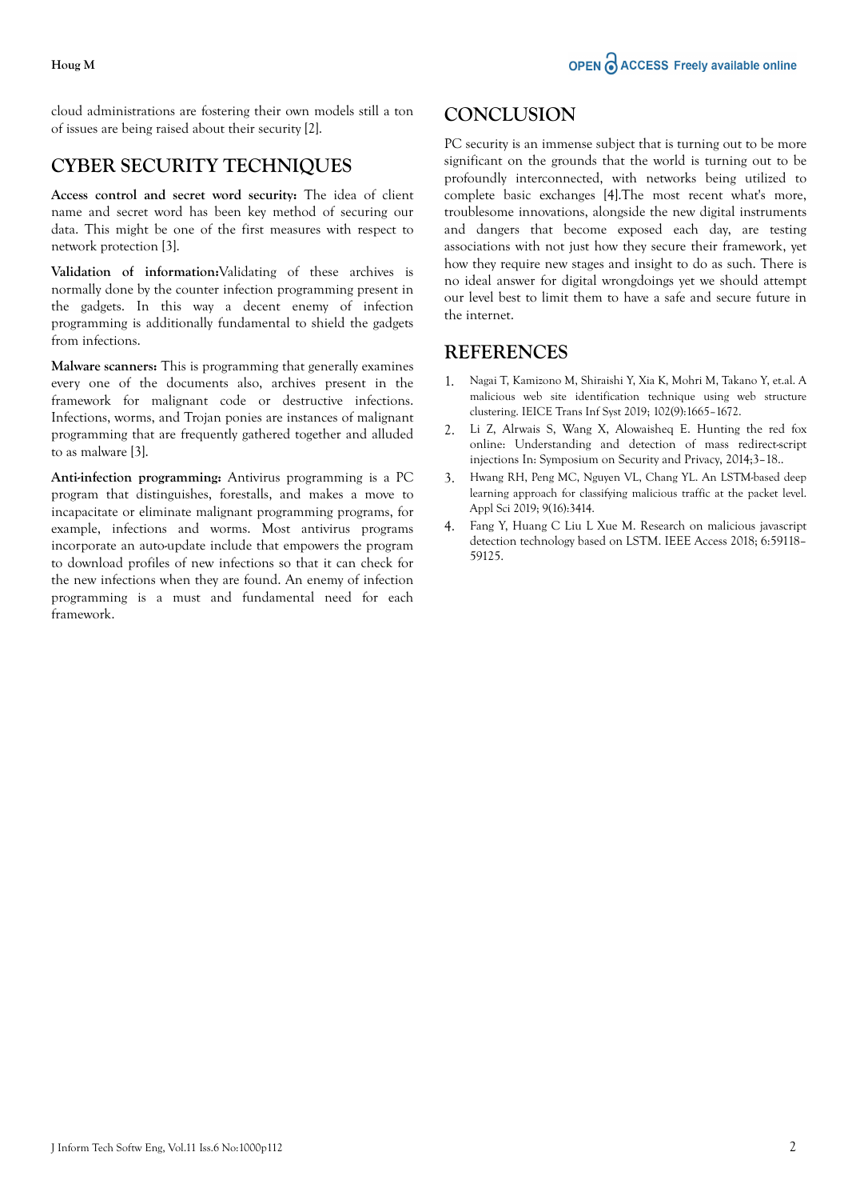cloud administrations are fostering their own models still a ton of issues are being raised about their security [2].

## CYBER SECURITY TECHNIQUES

**Access control and secret word security:** The idea of client name and secret word has been key method of securing our data. This might be one of the first measures with respect to network protection [3].

**Validation of information:**Validating of these archives is normally done by the counter infection programming present in the gadgets. In this way a decent enemy of infection programming is additionally fundamental to shield the gadgets from infections.

**Malware scanners:** This is programming that generally examines every one of the documents also, archives present in the framework for malignant code or destructive infections. Infections, worms, and Trojan ponies are instances of malignant programming that are frequently gathered together and alluded to as malware [3].

**Anti-infection programming:** Antivirus programming is a PC program that distinguishes, forestalls, and makes a move to incapacitate or eliminate malignant programming programs, for example, infections and worms. Most antivirus programs incorporate an auto-update include that empowers the program to download profiles of new infections so that it can check for the new infections when they are found. An enemy of infection programming is a must and fundamental need for each framework.

## CONCLUSION

PC security is an immense subject that is turning out to be more significant on the grounds that the world is turning out to be profoundly interconnected, with networks being utilized to complete basic exchanges [4].The most recent what's more, troublesome innovations, alongside the new digital instruments and dangers that become exposed each day, are testing associations with not just how they secure their framework, yet how they require new stages and insight to do as such. There is no ideal answer for digital wrongdoings yet we should attempt our level best to limit them to have a safe and secure future in the internet.

## REFERENCES

1. Nagai T, Kamizono M, Shiraishi Y, Xia K, Mohri M, Takano Y, et.al. A malicious web site identification technique using web structure clustering. IEICE Trans Inf Syst 2019; 102(9):1665–1672.
2. Li Z, Alrwais S, Wang X, Alowaisheq E. Hunting the red fox online: Understanding and detection of mass redirect-script injections In: Symposium on Security and Privacy, 2014;3–18..
3. Hwang RH, Peng MC, Nguyen VL, Chang YL. An LSTM-based deep learning approach for classifying malicious traffic at the packet level. Appl Sci 2019; 9(16):3414.
4. Fang Y, Huang C Liu L Xue M. Research on malicious javascript detection technology based on LSTM. IEEE Access 2018; 6:59118–59125.